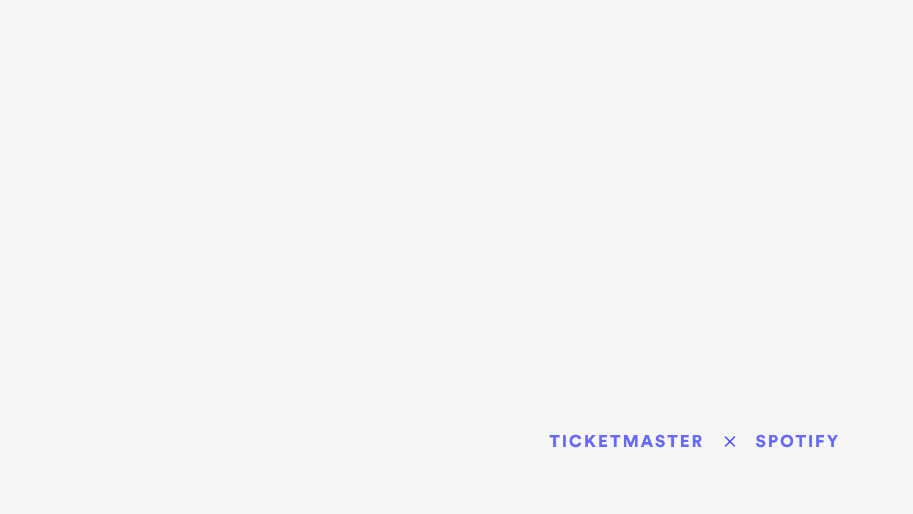TICKETMASTER × SPOTIFY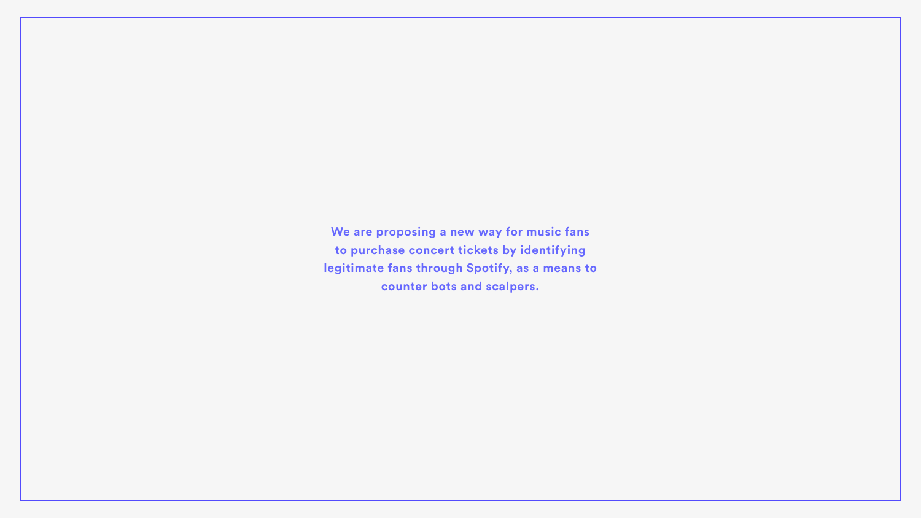**We are proposing a new way for music fans to purchase concert tickets by identifying legitimate fans through Spotify, as a means to counter bots and scalpers.**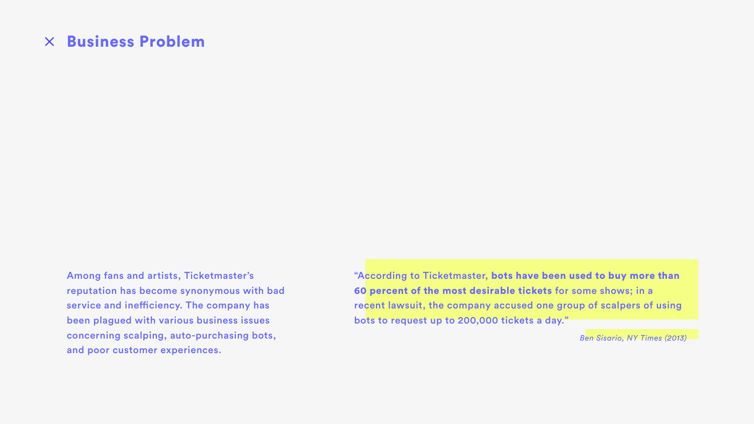# Business Problem

Among fans and artists, Ticketmaster's reputation has become synonymous with bad service and inefficiency. The company has been plagued with various business issues concerning scalping, auto-purchasing bots, and poor customer experiences.

"According to Ticketmaster, **bots have been used to buy more than 60 percent of the most desirable tickets** for some shows; in a recent lawsuit, the company accused one group of scalpers of using bots to request up to 200,000 tickets a day."

*Ben Sisario, NY Times (2013)*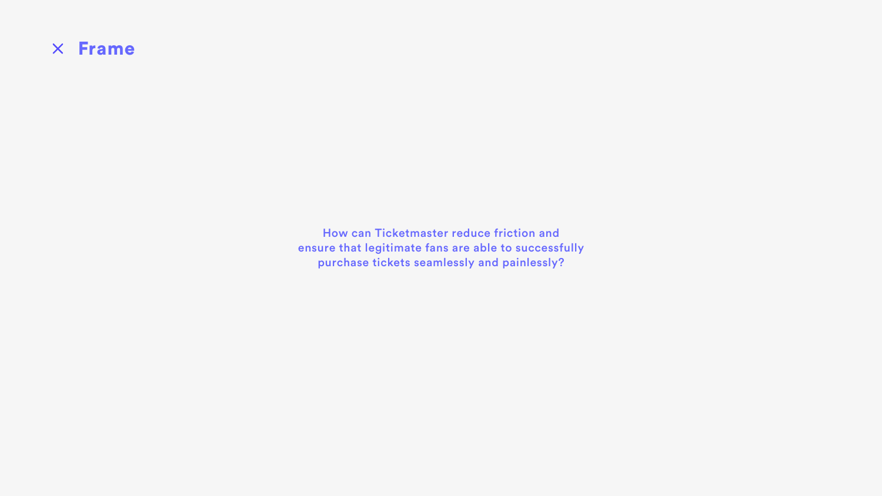# × Frame

How can Ticketmaster reduce friction and ensure that legitimate fans are able to successfully purchase tickets seamlessly and painlessly?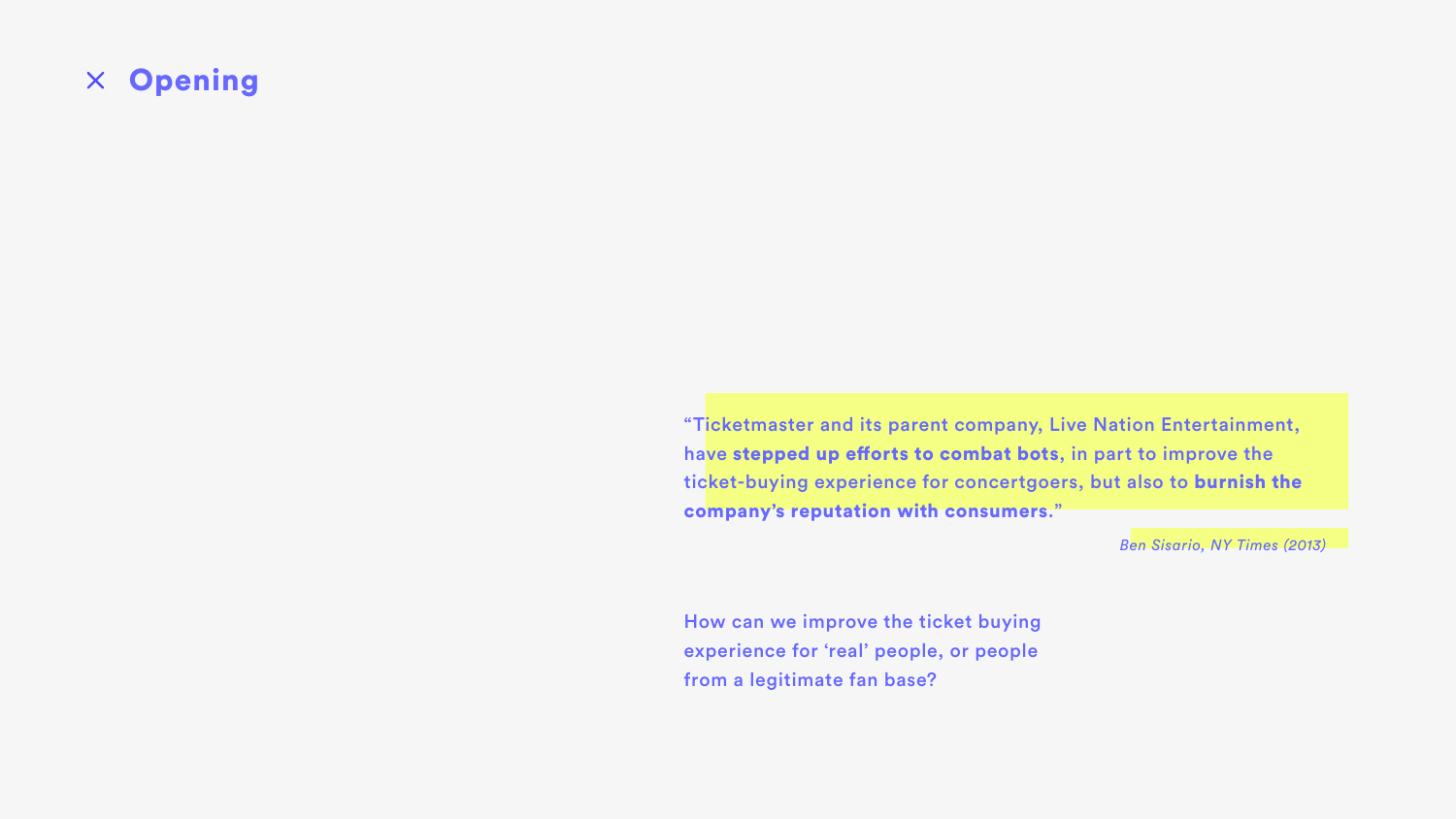# × Opening

> "Ticketmaster and its parent company, Live Nation Entertainment, have **stepped up efforts to combat bots**, in part to improve the ticket-buying experience for concertgoers, but also to **burnish the company's reputation with consumers.**"
>
> *Ben Sisario, NY Times (2013)*

How can we improve the ticket buying experience for 'real' people, or people from a legitimate fan base?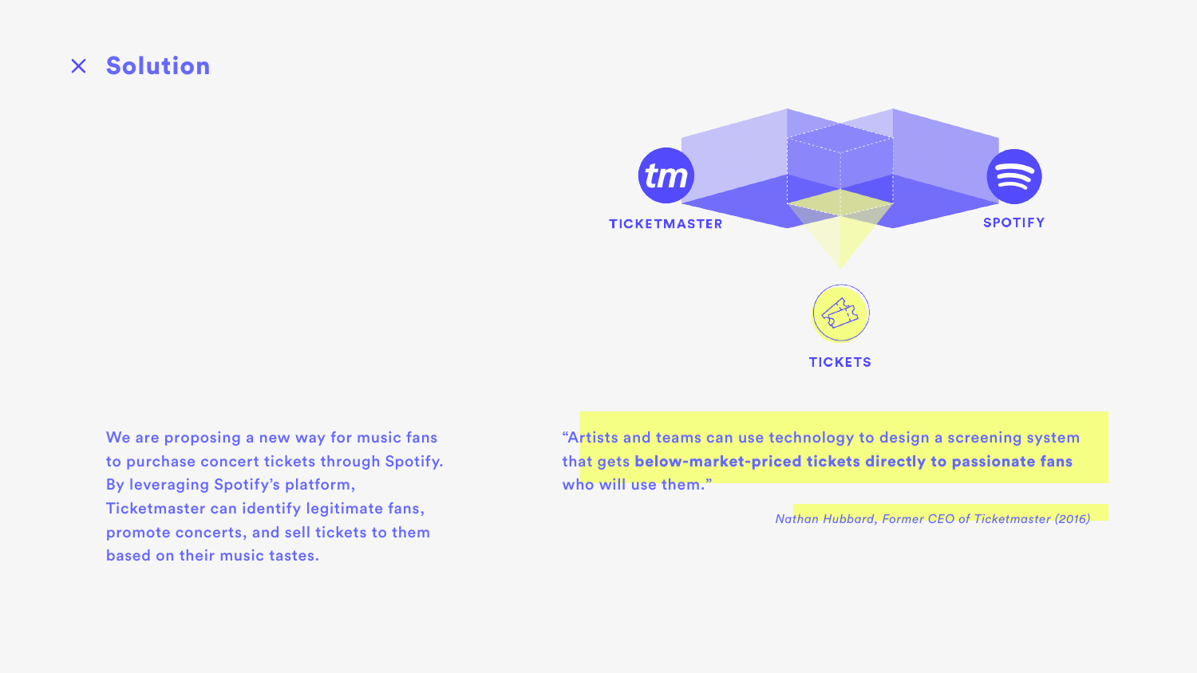# Solution

TICKETMASTER

SPOTIFY

TICKETS

We are proposing a new way for music fans to purchase concert tickets through Spotify. By leveraging Spotify's platform, Ticketmaster can identify legitimate fans, promote concerts, and sell tickets to them based on their music tastes.

"Artists and teams can use technology to design a screening system that gets **below-market-priced tickets directly to passionate fans** who will use them."

*Nathan Hubbard, Former CEO of Ticketmaster (2016)*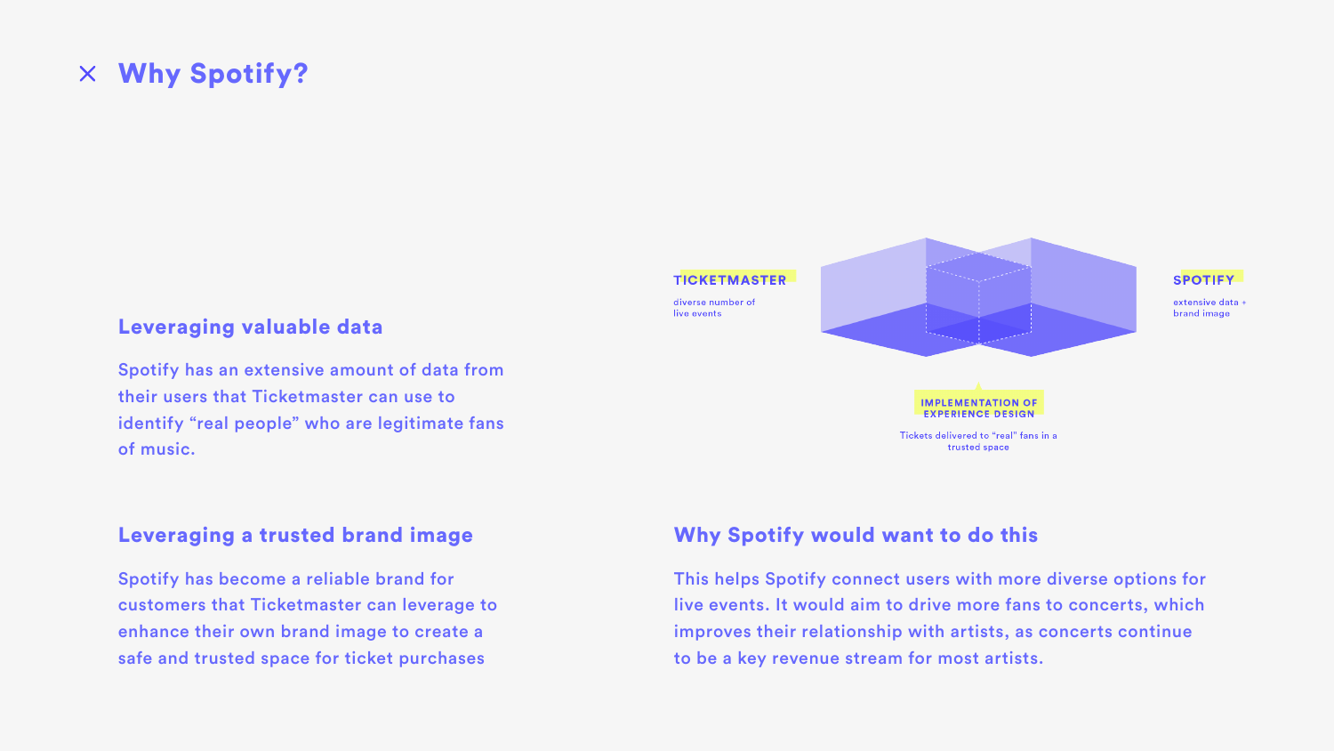# Why Spotify?

TICKETMASTER

diverse number of live events

SPOTIFY

extensive data + brand image

IMPLEMENTATION OF EXPERIENCE DESIGN

Tickets delivered to "real" fans in a trusted space

## Leveraging valuable data

Spotify has an extensive amount of data from their users that Ticketmaster can use to identify "real people" who are legitimate fans of music.

## Leveraging a trusted brand image

Spotify has become a reliable brand for customers that Ticketmaster can leverage to enhance their own brand image to create a safe and trusted space for ticket purchases

## Why Spotify would want to do this

This helps Spotify connect users with more diverse options for live events. It would aim to drive more fans to concerts, which improves their relationship with artists, as concerts continue to be a key revenue stream for most artists.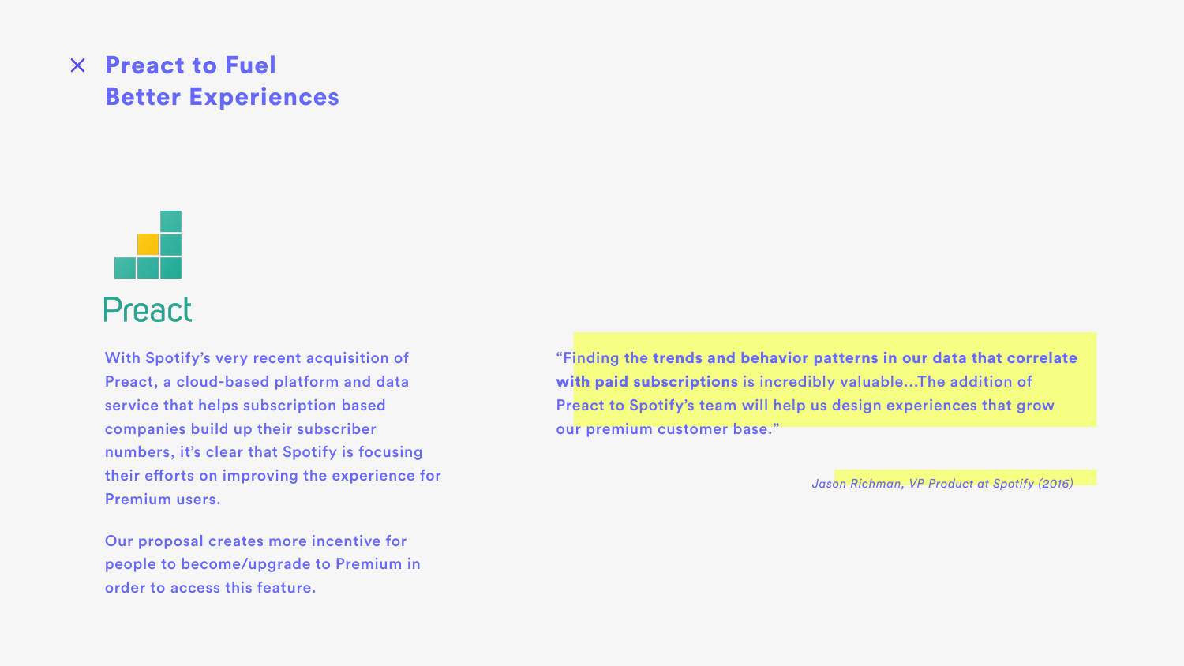# Preact to Fuel Better Experiences

Preact

With Spotify's very recent acquisition of Preact, a cloud-based platform and data service that helps subscription based companies build up their subscriber numbers, it's clear that Spotify is focusing their efforts on improving the experience for Premium users.

Our proposal creates more incentive for people to become/upgrade to Premium in order to access this feature.

"Finding the **trends and behavior patterns in our data that correlate with paid subscriptions** is incredibly valuable...The addition of Preact to Spotify's team will help us design experiences that grow our premium customer base."

*Jason Richman, VP Product at Spotify (2016)*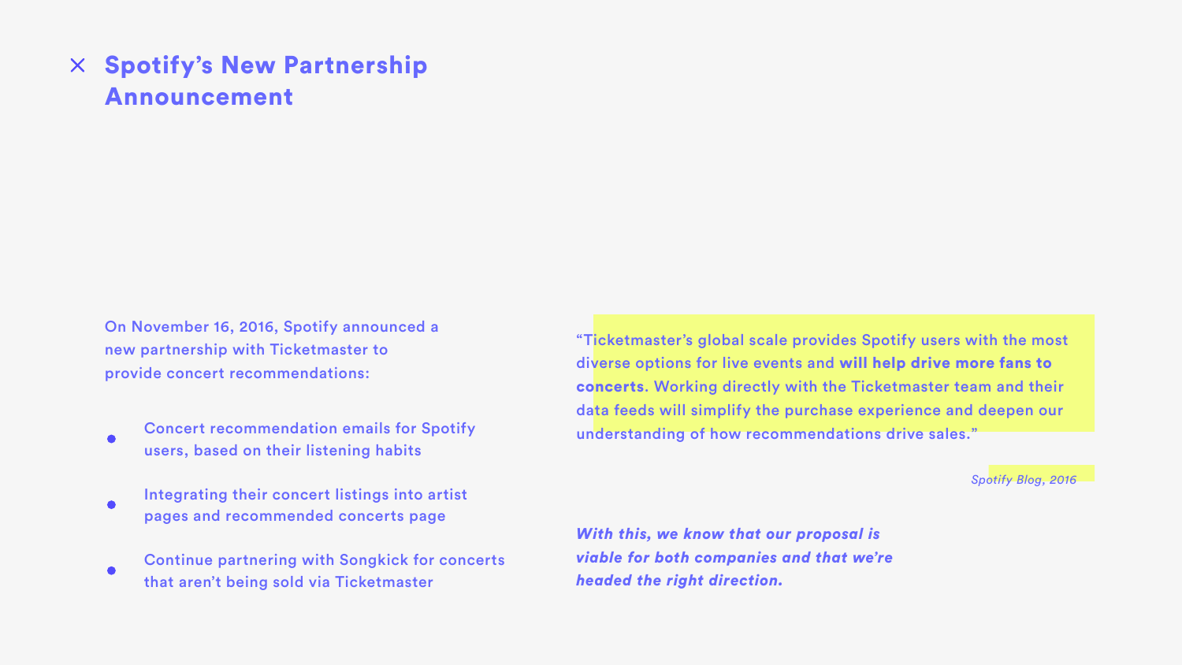# Spotify's New Partnership Announcement

On November 16, 2016, Spotify announced a new partnership with Ticketmaster to provide concert recommendations:

- Concert recommendation emails for Spotify users, based on their listening habits
- Integrating their concert listings into artist pages and recommended concerts page
- Continue partnering with Songkick for concerts that aren't being sold via Ticketmaster

"Ticketmaster's global scale provides Spotify users with the most diverse options for live events and **will help drive more fans to concerts**. Working directly with the Ticketmaster team and their data feeds will simplify the purchase experience and deepen our understanding of how recommendations drive sales."

*Spotify Blog, 2016*

***With this, we know that our proposal is viable for both companies and that we're headed the right direction.***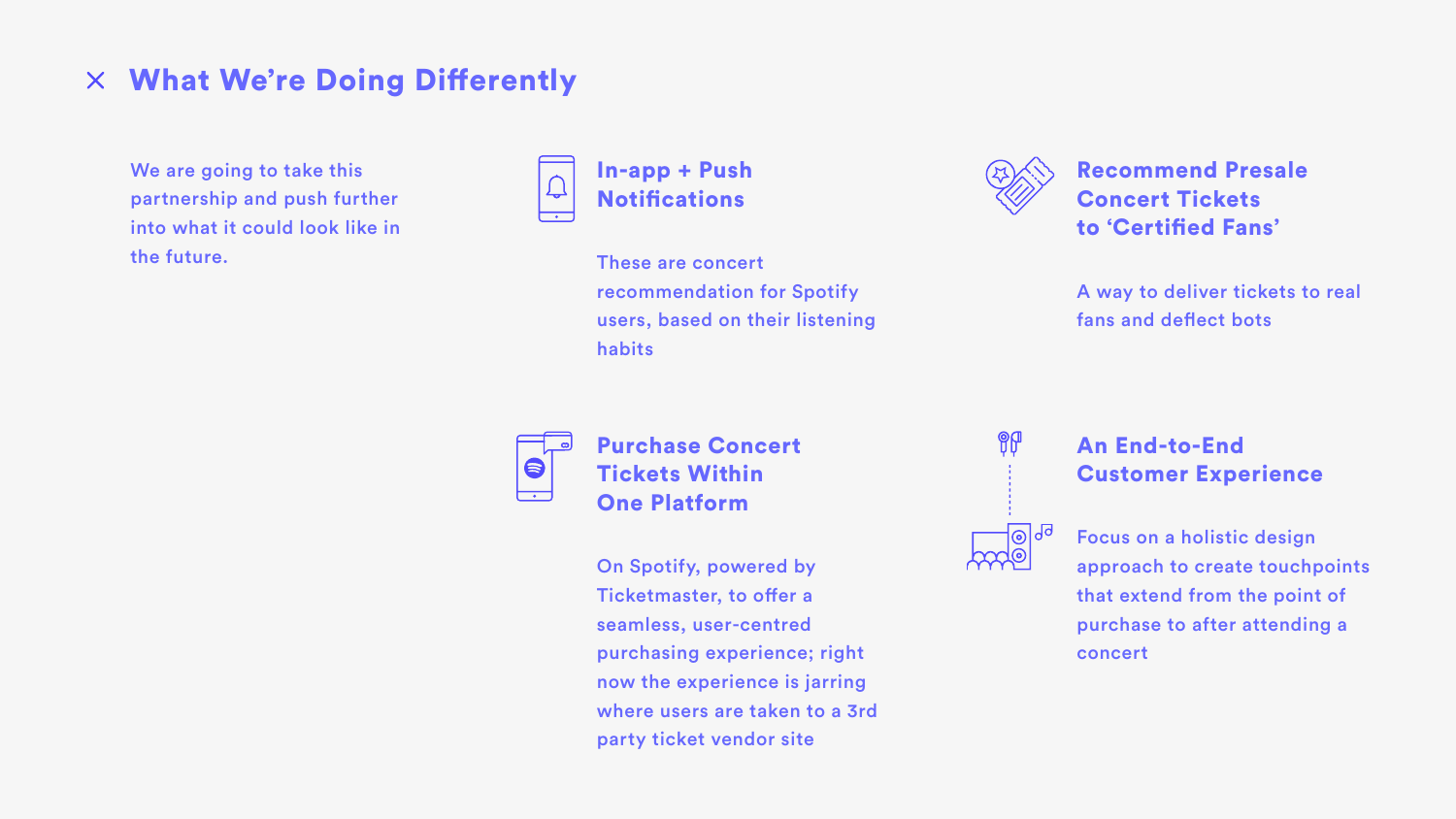## What We're Doing Differently

We are going to take this partnership and push further into what it could look like in the future.

### In-app + Push Notifications

These are concert recommendation for Spotify users, based on their listening habits

### Recommend Presale Concert Tickets to 'Certified Fans'

A way to deliver tickets to real fans and deflect bots

### Purchase Concert Tickets Within One Platform

On Spotify, powered by Ticketmaster, to offer a seamless, user-centred purchasing experience; right now the experience is jarring where users are taken to a 3rd party ticket vendor site

### An End-to-End Customer Experience

Focus on a holistic design approach to create touchpoints that extend from the point of purchase to after attending a concert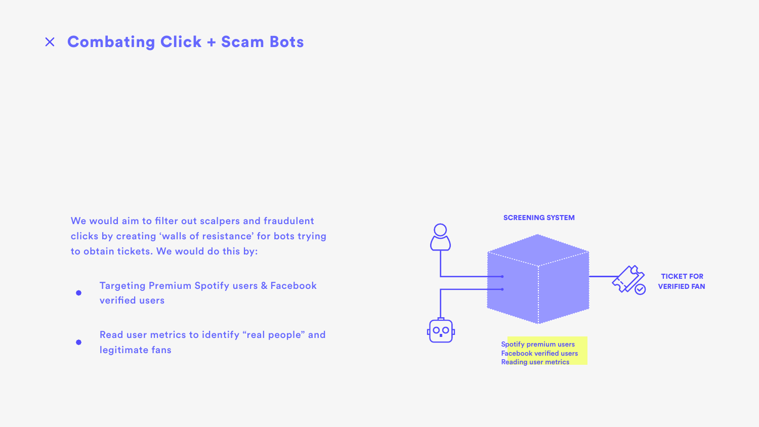# Combating Click + Scam Bots

We would aim to filter out scalpers and fraudulent clicks by creating 'walls of resistance' for bots trying to obtain tickets. We would do this by:

- Targeting Premium Spotify users & Facebook verified users
- Read user metrics to identify "real people" and legitimate fans

SCREENING SYSTEM

TICKET FOR VERIFIED FAN

Spotify premium users
Facebook verified users
Reading user metrics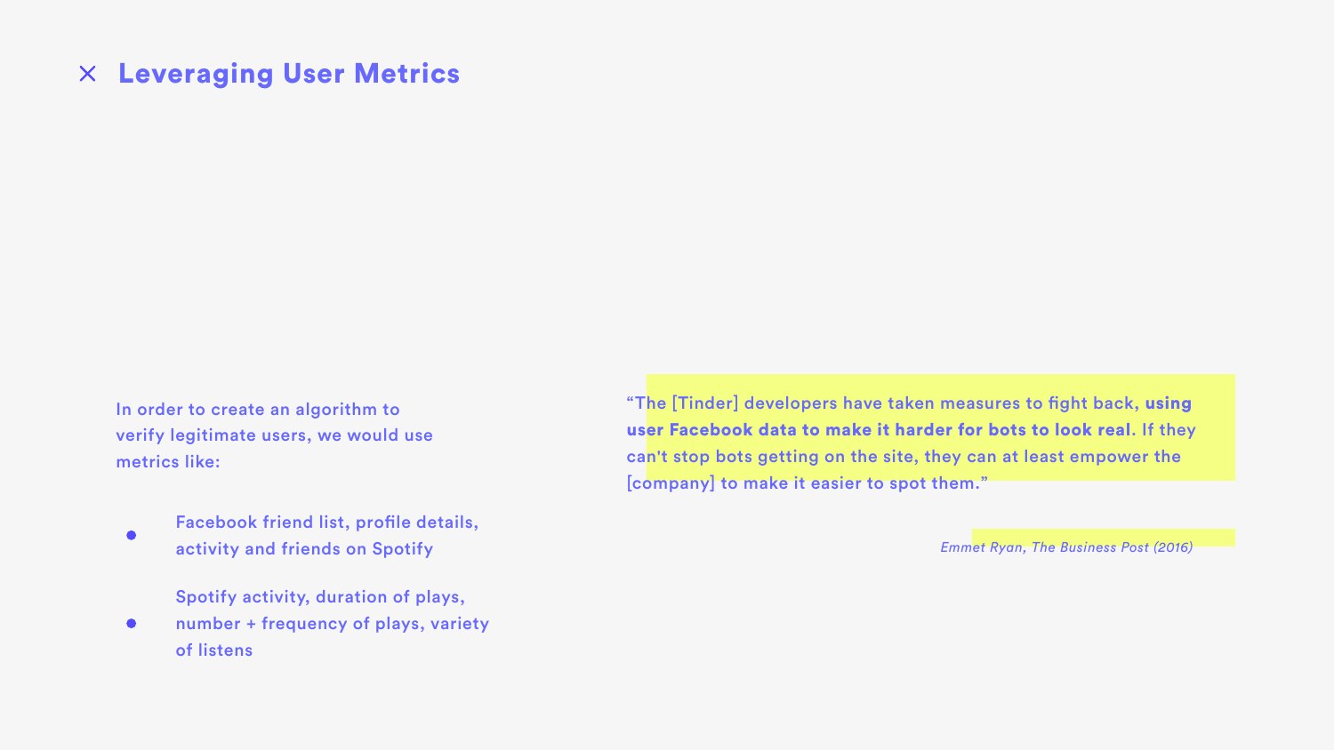# Leveraging User Metrics

In order to create an algorithm to verify legitimate users, we would use metrics like:

- Facebook friend list, profile details, activity and friends on Spotify
- Spotify activity, duration of plays, number + frequency of plays, variety of listens

> “The [Tinder] developers have taken measures to fight back, **using user Facebook data to make it harder for bots to look real.** If they can't stop bots getting on the site, they can at least empower the [company] to make it easier to spot them.”
>
> *Emmet Ryan, The Business Post (2016)*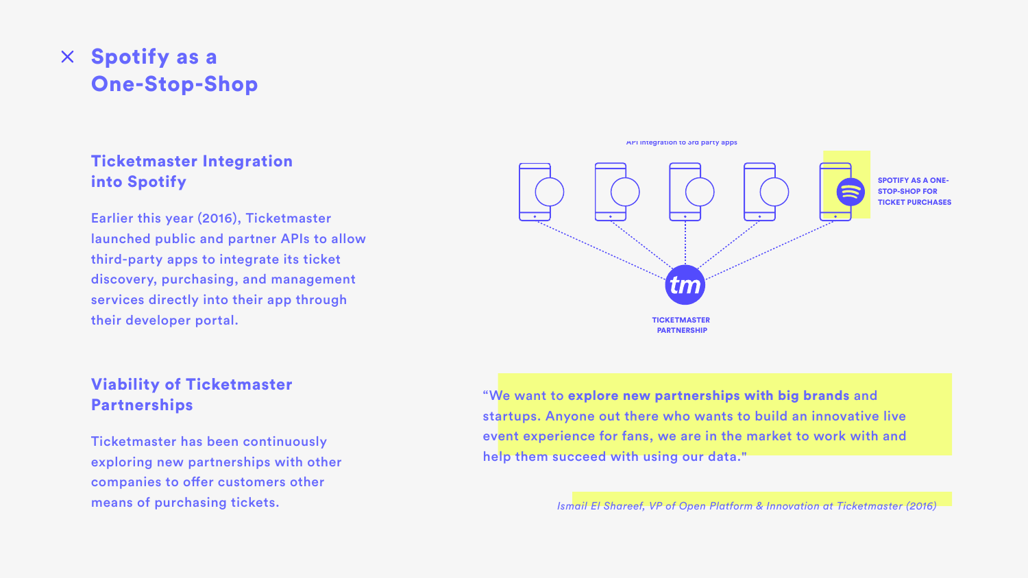# Spotify as a One-Stop-Shop

## Ticketmaster Integration into Spotify

Earlier this year (2016), Ticketmaster launched public and partner APIs to allow third-party apps to integrate its ticket discovery, purchasing, and management services directly into their app through their developer portal.

API integration to 3rd party apps

SPOTIFY AS A ONE-STOP-SHOP FOR TICKET PURCHASES

TICKETMASTER PARTNERSHIP

## Viability of Ticketmaster Partnerships

Ticketmaster has been continuously exploring new partnerships with other companies to offer customers other means of purchasing tickets.

"We want to **explore new partnerships with big brands** and startups. Anyone out there who wants to build an innovative live event experience for fans, we are in the market to work with and help them succeed with using our data."

*Ismail El Shareef, VP of Open Platform & Innovation at Ticketmaster (2016)*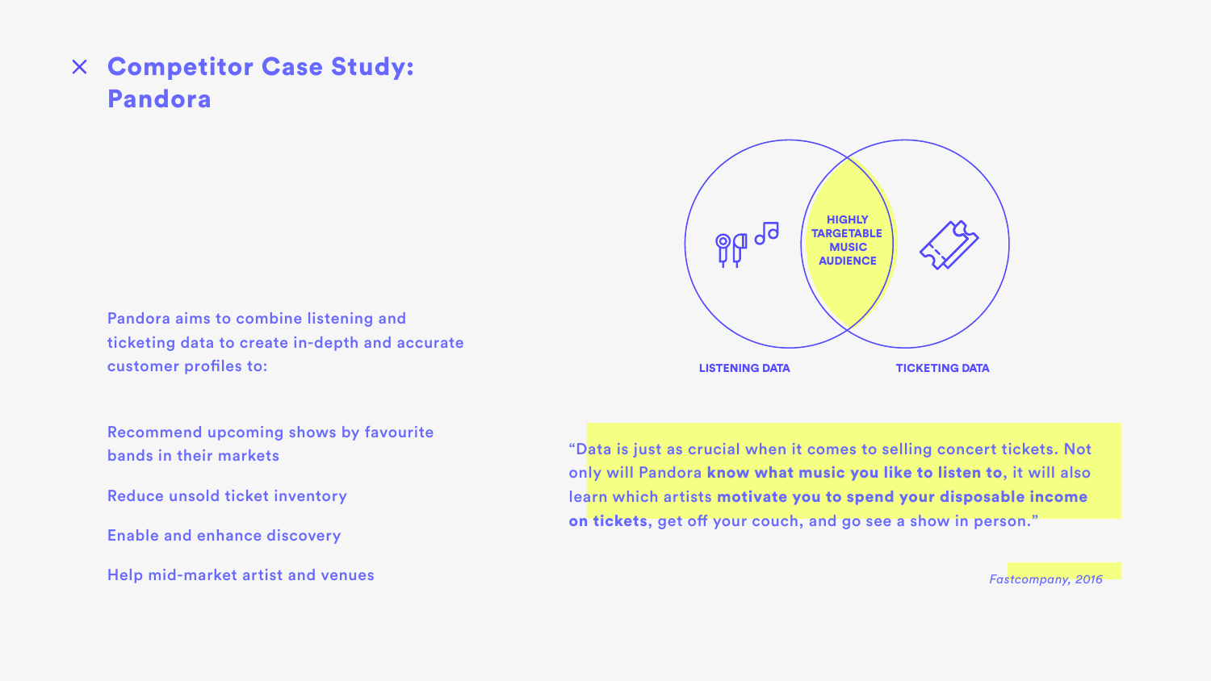# Competitor Case Study: Pandora

Pandora aims to combine listening and ticketing data to create in-depth and accurate customer profiles to:

- Recommend upcoming shows by favourite bands in their markets
- Reduce unsold ticket inventory
- Enable and enhance discovery
- Help mid-market artist and venues

LISTENING DATA

HIGHLY TARGETABLE MUSIC AUDIENCE

TICKETING DATA

"Data is just as crucial when it comes to selling concert tickets. Not only will Pandora **know what music you like to listen to**, it will also learn which artists **motivate you to spend your disposable income on tickets**, get off your couch, and go see a show in person."

*Fastcompany, 2016*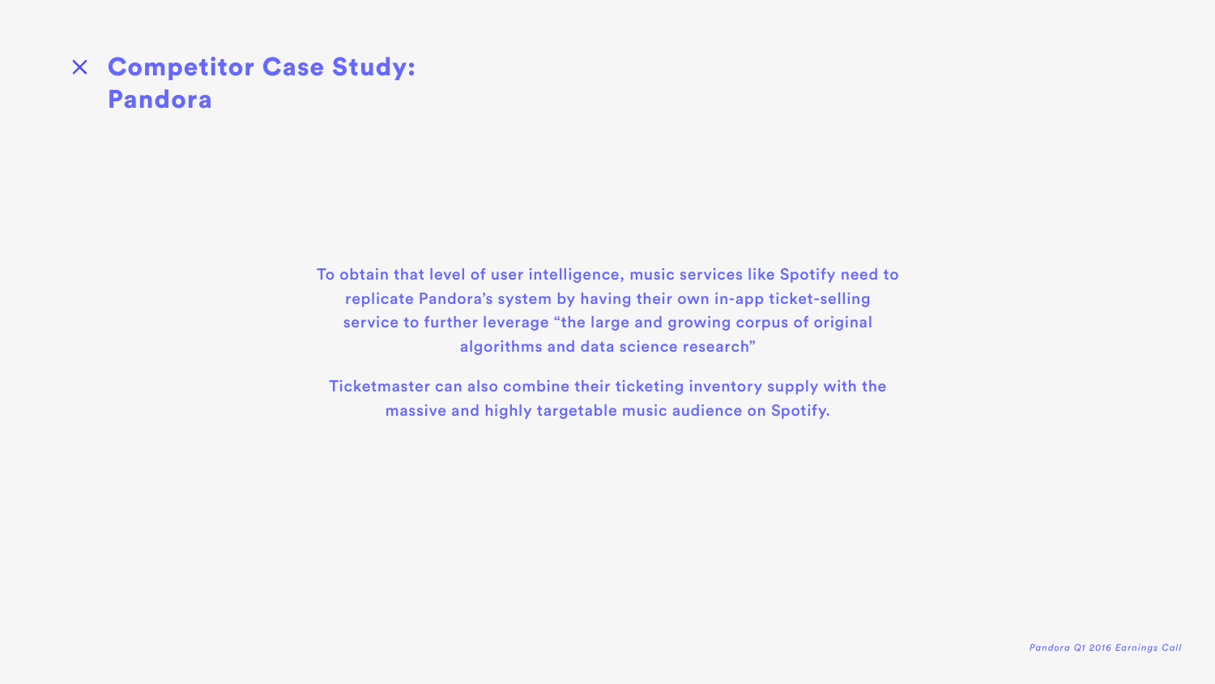# × Competitor Case Study: Pandora

To obtain that level of user intelligence, music services like Spotify need to replicate Pandora's system by having their own in-app ticket-selling service to further leverage "the large and growing corpus of original algorithms and data science research"

Ticketmaster can also combine their ticketing inventory supply with the massive and highly targetable music audience on Spotify.

*Pandora Q1 2016 Earnings Call*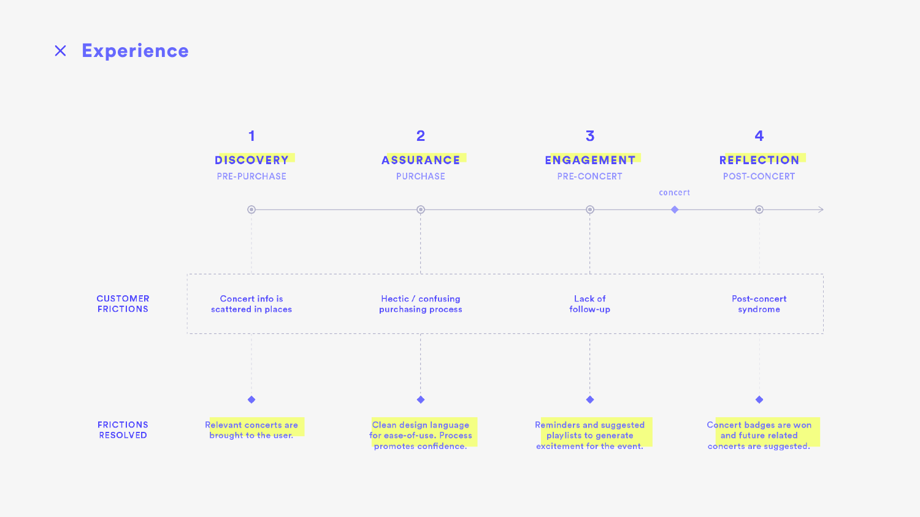# × Experience

| | 1 | 2 | 3 | 4 |
|---|---|---|---|---|
| | **DISCOVERY** | **ASSURANCE** | **ENGAGEMENT** | **REFLECTION** |
| | PRE-PURCHASE | PURCHASE | PRE-CONCERT | POST-CONCERT |
| **CUSTOMER FRICTIONS** | Concert info is scattered in places | Hectic / confusing purchasing process | Lack of follow-up | Post-concert syndrome |
| **FRICTIONS RESOLVED** | Relevant concerts are brought to the user. | Clean design language for ease-of-use. Process promotes confidence. | Reminders and suggested playlists to generate excitement for the event. | Concert badges are won and future related concerts are suggested. |

concert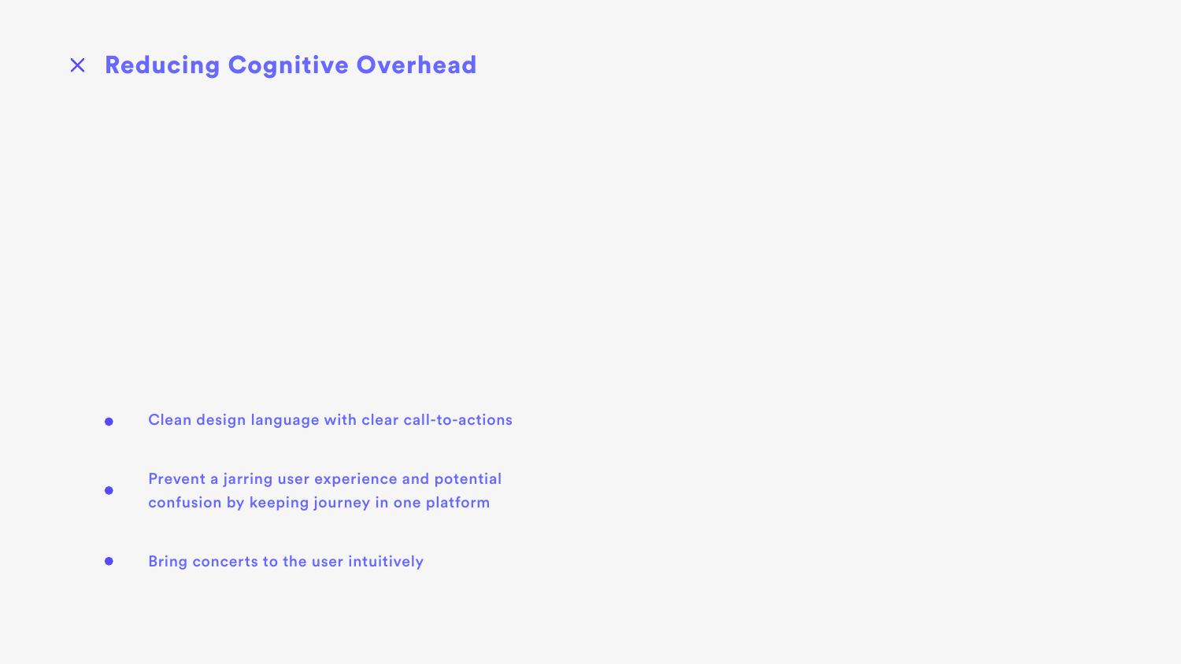# Reducing Cognitive Overhead

- Clean design language with clear call-to-actions
- Prevent a jarring user experience and potential confusion by keeping journey in one platform
- Bring concerts to the user intuitively